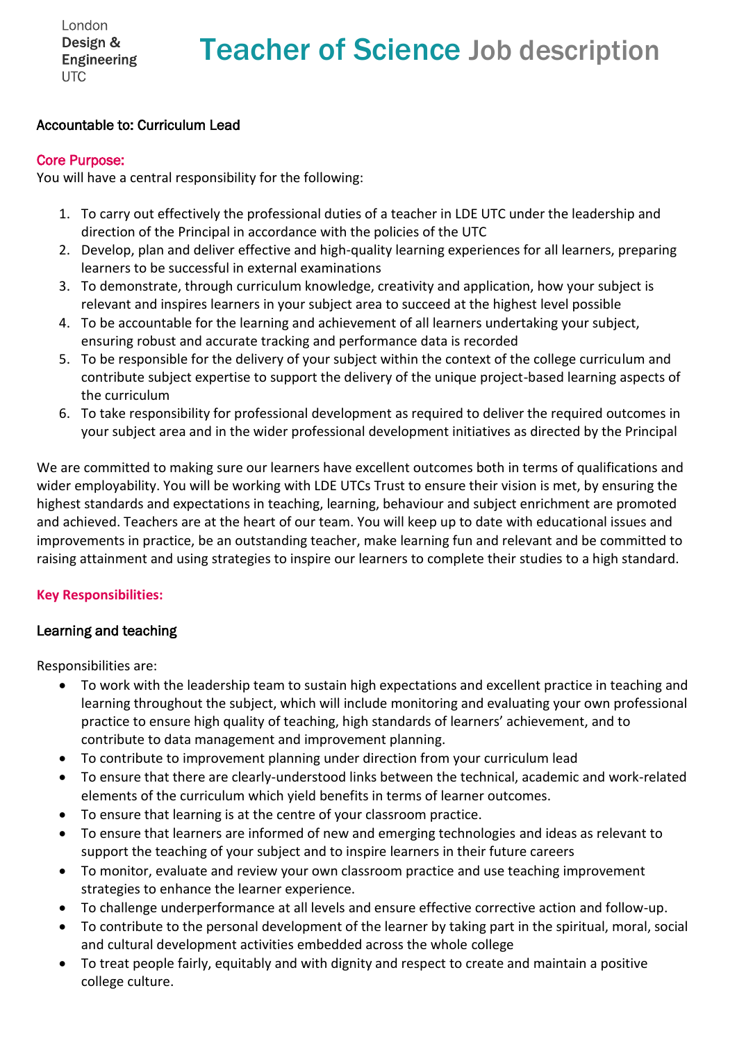London
**Design &**
**Engineering**
UTC

# Teacher of Science Job description

Accountable to: Curriculum Lead

## Core Purpose:

You will have a central responsibility for the following:

1. To carry out effectively the professional duties of a teacher in LDE UTC under the leadership and direction of the Principal in accordance with the policies of the UTC
2. Develop, plan and deliver effective and high-quality learning experiences for all learners, preparing learners to be successful in external examinations
3. To demonstrate, through curriculum knowledge, creativity and application, how your subject is relevant and inspires learners in your subject area to succeed at the highest level possible
4. To be accountable for the learning and achievement of all learners undertaking your subject, ensuring robust and accurate tracking and performance data is recorded
5. To be responsible for the delivery of your subject within the context of the college curriculum and contribute subject expertise to support the delivery of the unique project-based learning aspects of the curriculum
6. To take responsibility for professional development as required to deliver the required outcomes in your subject area and in the wider professional development initiatives as directed by the Principal

We are committed to making sure our learners have excellent outcomes both in terms of qualifications and wider employability. You will be working with LDE UTCs Trust to ensure their vision is met, by ensuring the highest standards and expectations in teaching, learning, behaviour and subject enrichment are promoted and achieved. Teachers are at the heart of our team. You will keep up to date with educational issues and improvements in practice, be an outstanding teacher, make learning fun and relevant and be committed to raising attainment and using strategies to inspire our learners to complete their studies to a high standard.

## Key Responsibilities:

### Learning and teaching

Responsibilities are:

- To work with the leadership team to sustain high expectations and excellent practice in teaching and learning throughout the subject, which will include monitoring and evaluating your own professional practice to ensure high quality of teaching, high standards of learners' achievement, and to contribute to data management and improvement planning.
- To contribute to improvement planning under direction from your curriculum lead
- To ensure that there are clearly-understood links between the technical, academic and work-related elements of the curriculum which yield benefits in terms of learner outcomes.
- To ensure that learning is at the centre of your classroom practice.
- To ensure that learners are informed of new and emerging technologies and ideas as relevant to support the teaching of your subject and to inspire learners in their future careers
- To monitor, evaluate and review your own classroom practice and use teaching improvement strategies to enhance the learner experience.
- To challenge underperformance at all levels and ensure effective corrective action and follow-up.
- To contribute to the personal development of the learner by taking part in the spiritual, moral, social and cultural development activities embedded across the whole college
- To treat people fairly, equitably and with dignity and respect to create and maintain a positive college culture.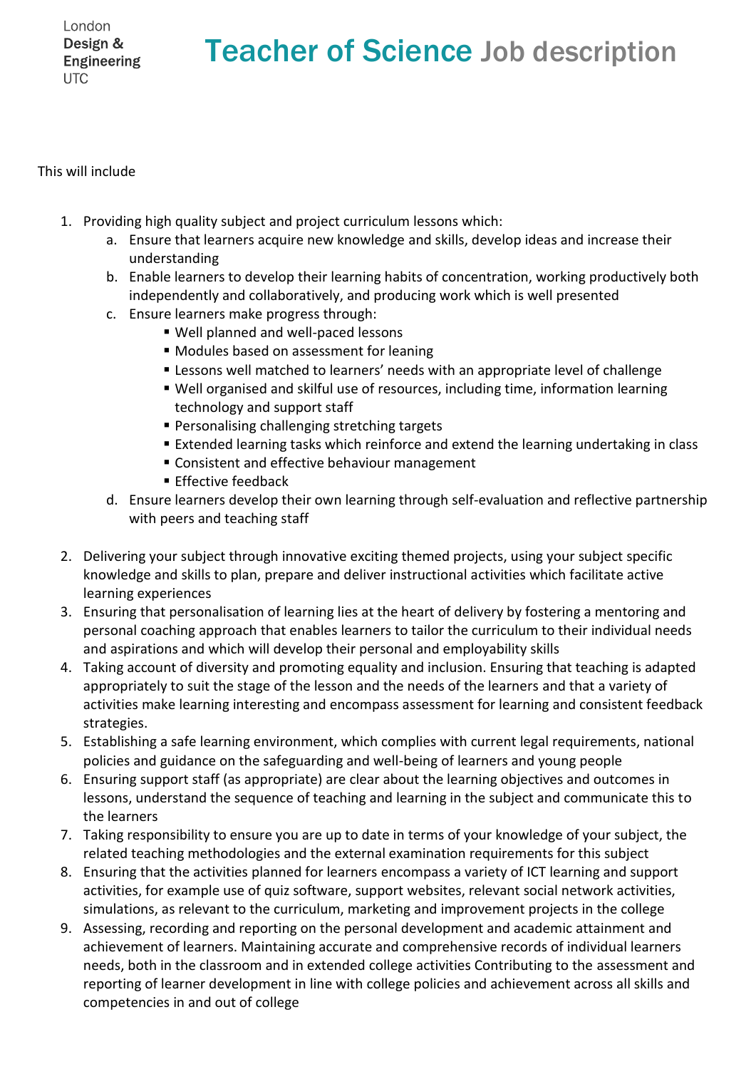London
**Design &**
**Engineering**
UTC

# Teacher of Science Job description

This will include

1. Providing high quality subject and project curriculum lessons which:
   a. Ensure that learners acquire new knowledge and skills, develop ideas and increase their understanding
   b. Enable learners to develop their learning habits of concentration, working productively both independently and collaboratively, and producing work which is well presented
   c. Ensure learners make progress through:
      - Well planned and well-paced lessons
      - Modules based on assessment for leaning
      - Lessons well matched to learners' needs with an appropriate level of challenge
      - Well organised and skilful use of resources, including time, information learning technology and support staff
      - Personalising challenging stretching targets
      - Extended learning tasks which reinforce and extend the learning undertaking in class
      - Consistent and effective behaviour management
      - Effective feedback
   d. Ensure learners develop their own learning through self-evaluation and reflective partnership with peers and teaching staff

2. Delivering your subject through innovative exciting themed projects, using your subject specific knowledge and skills to plan, prepare and deliver instructional activities which facilitate active learning experiences
3. Ensuring that personalisation of learning lies at the heart of delivery by fostering a mentoring and personal coaching approach that enables learners to tailor the curriculum to their individual needs and aspirations and which will develop their personal and employability skills
4. Taking account of diversity and promoting equality and inclusion. Ensuring that teaching is adapted appropriately to suit the stage of the lesson and the needs of the learners and that a variety of activities make learning interesting and encompass assessment for learning and consistent feedback strategies.
5. Establishing a safe learning environment, which complies with current legal requirements, national policies and guidance on the safeguarding and well-being of learners and young people
6. Ensuring support staff (as appropriate) are clear about the learning objectives and outcomes in lessons, understand the sequence of teaching and learning in the subject and communicate this to the learners
7. Taking responsibility to ensure you are up to date in terms of your knowledge of your subject, the related teaching methodologies and the external examination requirements for this subject
8. Ensuring that the activities planned for learners encompass a variety of ICT learning and support activities, for example use of quiz software, support websites, relevant social network activities, simulations, as relevant to the curriculum, marketing and improvement projects in the college
9. Assessing, recording and reporting on the personal development and academic attainment and achievement of learners. Maintaining accurate and comprehensive records of individual learners needs, both in the classroom and in extended college activities Contributing to the assessment and reporting of learner development in line with college policies and achievement across all skills and competencies in and out of college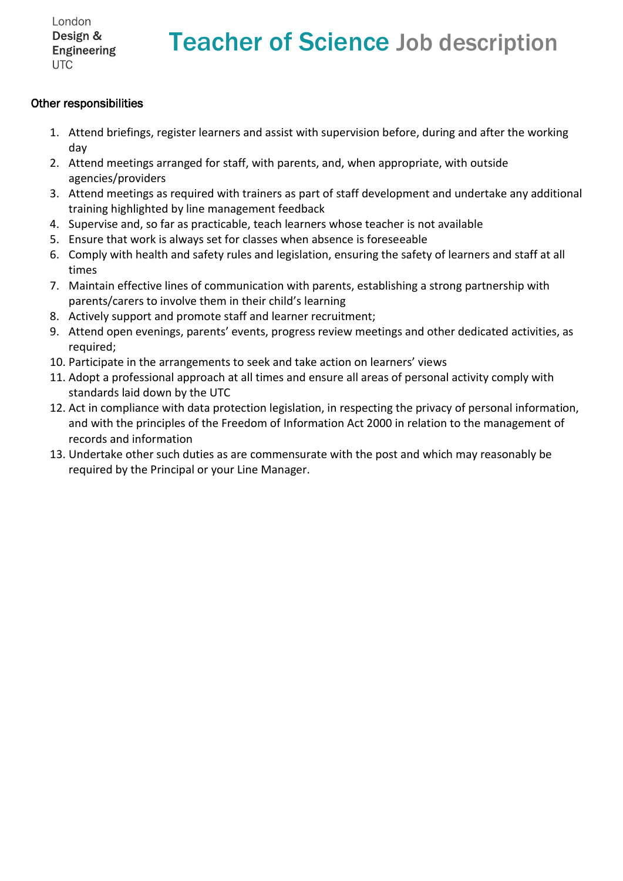## Other responsibilities

1. Attend briefings, register learners and assist with supervision before, during and after the working day
2. Attend meetings arranged for staff, with parents, and, when appropriate, with outside agencies/providers
3. Attend meetings as required with trainers as part of staff development and undertake any additional training highlighted by line management feedback
4. Supervise and, so far as practicable, teach learners whose teacher is not available
5. Ensure that work is always set for classes when absence is foreseeable
6. Comply with health and safety rules and legislation, ensuring the safety of learners and staff at all times
7. Maintain effective lines of communication with parents, establishing a strong partnership with parents/carers to involve them in their child's learning
8. Actively support and promote staff and learner recruitment;
9. Attend open evenings, parents' events, progress review meetings and other dedicated activities, as required;
10. Participate in the arrangements to seek and take action on learners' views
11. Adopt a professional approach at all times and ensure all areas of personal activity comply with standards laid down by the UTC
12. Act in compliance with data protection legislation, in respecting the privacy of personal information, and with the principles of the Freedom of Information Act 2000 in relation to the management of records and information
13. Undertake other such duties as are commensurate with the post and which may reasonably be required by the Principal or your Line Manager.